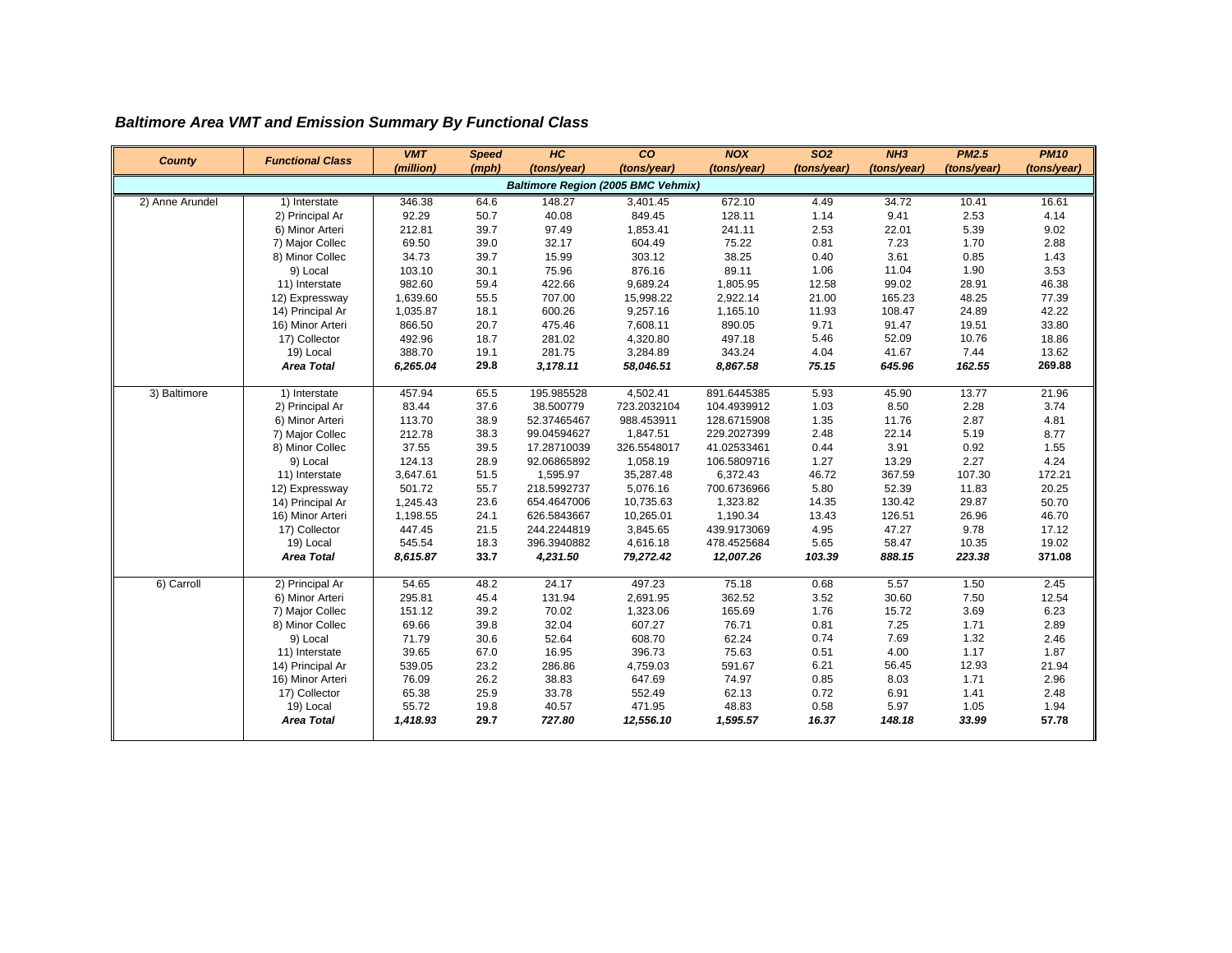### *Baltimore Area VMT and Emission Summary By Functional Class*

| County | Functional Class | VMT (million) | Speed (mph) | HC (tons/year) | CO (tons/year) | NOX (tons/year) | SO2 (tons/year) | NH3 (tons/year) | PM2.5 (tons/year) | PM10 (tons/year) |
|---|---|---|---|---|---|---|---|---|---|---|
| ***Baltimore Region (2005 BMC Vehmix)*** | | | | | | | | | | |
| 2) Anne Arundel | 1) Interstate | 346.38 | 64.6 | 148.27 | 3,401.45 | 672.10 | 4.49 | 34.72 | 10.41 | 16.61 |
| | 2) Principal Ar | 92.29 | 50.7 | 40.08 | 849.45 | 128.11 | 1.14 | 9.41 | 2.53 | 4.14 |
| | 6) Minor Arteri | 212.81 | 39.7 | 97.49 | 1,853.41 | 241.11 | 2.53 | 22.01 | 5.39 | 9.02 |
| | 7) Major Collec | 69.50 | 39.0 | 32.17 | 604.49 | 75.22 | 0.81 | 7.23 | 1.70 | 2.88 |
| | 8) Minor Collec | 34.73 | 39.7 | 15.99 | 303.12 | 38.25 | 0.40 | 3.61 | 0.85 | 1.43 |
| | 9) Local | 103.10 | 30.1 | 75.96 | 876.16 | 89.11 | 1.06 | 11.04 | 1.90 | 3.53 |
| | 11) Interstate | 982.60 | 59.4 | 422.66 | 9,689.24 | 1,805.95 | 12.58 | 99.02 | 28.91 | 46.38 |
| | 12) Expressway | 1,639.60 | 55.5 | 707.00 | 15,998.22 | 2,922.14 | 21.00 | 165.23 | 48.25 | 77.39 |
| | 14) Principal Ar | 1,035.87 | 18.1 | 600.26 | 9,257.16 | 1,165.10 | 11.93 | 108.47 | 24.89 | 42.22 |
| | 16) Minor Arteri | 866.50 | 20.7 | 475.46 | 7,608.11 | 890.05 | 9.71 | 91.47 | 19.51 | 33.80 |
| | 17) Collector | 492.96 | 18.7 | 281.02 | 4,320.80 | 497.18 | 5.46 | 52.09 | 10.76 | 18.86 |
| | 19) Local | 388.70 | 19.1 | 281.75 | 3,284.89 | 343.24 | 4.04 | 41.67 | 7.44 | 13.62 |
| | ***Area Total*** | ***6,265.04*** | **29.8** | ***3,178.11*** | ***58,046.51*** | ***8,867.58*** | ***75.15*** | ***645.96*** | ***162.55*** | **269.88** |
| 3) Baltimore | 1) Interstate | 457.94 | 65.5 | 195.985528 | 4,502.41 | 891.6445385 | 5.93 | 45.90 | 13.77 | 21.96 |
| | 2) Principal Ar | 83.44 | 37.6 | 38.500779 | 723.2032104 | 104.4939912 | 1.03 | 8.50 | 2.28 | 3.74 |
| | 6) Minor Arteri | 113.70 | 38.9 | 52.37465467 | 988.453911 | 128.6715908 | 1.35 | 11.76 | 2.87 | 4.81 |
| | 7) Major Collec | 212.78 | 38.3 | 99.04594627 | 1,847.51 | 229.2027399 | 2.48 | 22.14 | 5.19 | 8.77 |
| | 8) Minor Collec | 37.55 | 39.5 | 17.28710039 | 326.5548017 | 41.02533461 | 0.44 | 3.91 | 0.92 | 1.55 |
| | 9) Local | 124.13 | 28.9 | 92.06865892 | 1,058.19 | 106.5809716 | 1.27 | 13.29 | 2.27 | 4.24 |
| | 11) Interstate | 3,647.61 | 51.5 | 1,595.97 | 35,287.48 | 6,372.43 | 46.72 | 367.59 | 107.30 | 172.21 |
| | 12) Expressway | 501.72 | 55.7 | 218.5992737 | 5,076.16 | 700.6736966 | 5.80 | 52.39 | 11.83 | 20.25 |
| | 14) Principal Ar | 1,245.43 | 23.6 | 654.4647006 | 10,735.63 | 1,323.82 | 14.35 | 130.42 | 29.87 | 50.70 |
| | 16) Minor Arteri | 1,198.55 | 24.1 | 626.5843667 | 10,265.01 | 1,190.34 | 13.43 | 126.51 | 26.96 | 46.70 |
| | 17) Collector | 447.45 | 21.5 | 244.2244819 | 3,845.65 | 439.9173069 | 4.95 | 47.27 | 9.78 | 17.12 |
| | 19) Local | 545.54 | 18.3 | 396.3940882 | 4,616.18 | 478.4525684 | 5.65 | 58.47 | 10.35 | 19.02 |
| | ***Area Total*** | ***8,615.87*** | **33.7** | ***4,231.50*** | ***79,272.42*** | ***12,007.26*** | ***103.39*** | ***888.15*** | ***223.38*** | **371.08** |
| 6) Carroll | 2) Principal Ar | 54.65 | 48.2 | 24.17 | 497.23 | 75.18 | 0.68 | 5.57 | 1.50 | 2.45 |
| | 6) Minor Arteri | 295.81 | 45.4 | 131.94 | 2,691.95 | 362.52 | 3.52 | 30.60 | 7.50 | 12.54 |
| | 7) Major Collec | 151.12 | 39.2 | 70.02 | 1,323.06 | 165.69 | 1.76 | 15.72 | 3.69 | 6.23 |
| | 8) Minor Collec | 69.66 | 39.8 | 32.04 | 607.27 | 76.71 | 0.81 | 7.25 | 1.71 | 2.89 |
| | 9) Local | 71.79 | 30.6 | 52.64 | 608.70 | 62.24 | 0.74 | 7.69 | 1.32 | 2.46 |
| | 11) Interstate | 39.65 | 67.0 | 16.95 | 396.73 | 75.63 | 0.51 | 4.00 | 1.17 | 1.87 |
| | 14) Principal Ar | 539.05 | 23.2 | 286.86 | 4,759.03 | 591.67 | 6.21 | 56.45 | 12.93 | 21.94 |
| | 16) Minor Arteri | 76.09 | 26.2 | 38.83 | 647.69 | 74.97 | 0.85 | 8.03 | 1.71 | 2.96 |
| | 17) Collector | 65.38 | 25.9 | 33.78 | 552.49 | 62.13 | 0.72 | 6.91 | 1.41 | 2.48 |
| | 19) Local | 55.72 | 19.8 | 40.57 | 471.95 | 48.83 | 0.58 | 5.97 | 1.05 | 1.94 |
| | ***Area Total*** | ***1,418.93*** | **29.7** | ***727.80*** | ***12,556.10*** | ***1,595.57*** | ***16.37*** | ***148.18*** | ***33.99*** | **57.78** |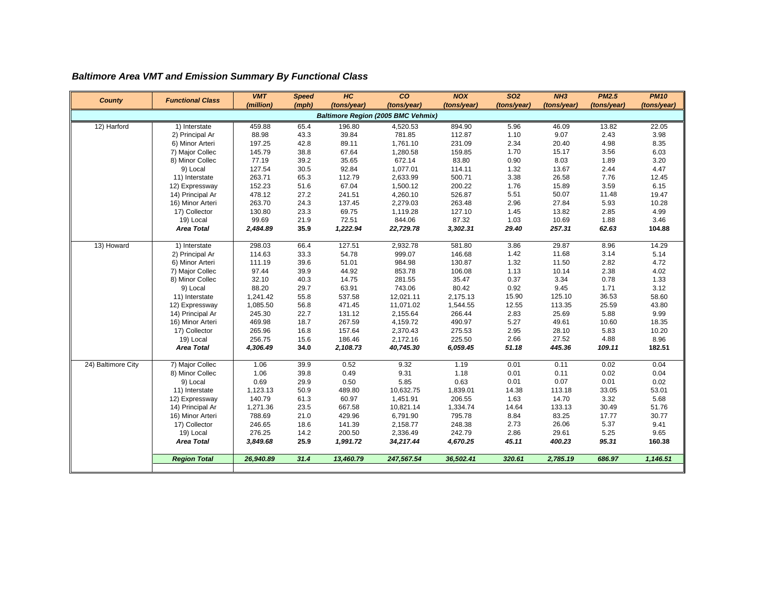### *Baltimore Area VMT and Emission Summary By Functional Class*

| County | Functional Class | VMT (million) | Speed (mph) | HC (tons/year) | CO (tons/year) | NOX (tons/year) | SO2 (tons/year) | NH3 (tons/year) | PM2.5 (tons/year) | PM10 (tons/year) |
|---|---|---|---|---|---|---|---|---|---|---|
| ***Baltimore Region (2005 BMC Vehmix)*** | | | | | | | | | | |
| 12) Harford | 1) Interstate | 459.88 | 65.4 | 196.80 | 4,520.53 | 894.90 | 5.96 | 46.09 | 13.82 | 22.05 |
| | 2) Principal Ar | 88.98 | 43.3 | 39.84 | 781.85 | 112.87 | 1.10 | 9.07 | 2.43 | 3.98 |
| | 6) Minor Arteri | 197.25 | 42.8 | 89.11 | 1,761.10 | 231.09 | 2.34 | 20.40 | 4.98 | 8.35 |
| | 7) Major Collec | 145.79 | 38.8 | 67.64 | 1,280.58 | 159.85 | 1.70 | 15.17 | 3.56 | 6.03 |
| | 8) Minor Collec | 77.19 | 39.2 | 35.65 | 672.14 | 83.80 | 0.90 | 8.03 | 1.89 | 3.20 |
| | 9) Local | 127.54 | 30.5 | 92.84 | 1,077.01 | 114.11 | 1.32 | 13.67 | 2.44 | 4.47 |
| | 11) Interstate | 263.71 | 65.3 | 112.79 | 2,633.99 | 500.71 | 3.38 | 26.58 | 7.76 | 12.45 |
| | 12) Expressway | 152.23 | 51.6 | 67.04 | 1,500.12 | 200.22 | 1.76 | 15.89 | 3.59 | 6.15 |
| | 14) Principal Ar | 478.12 | 27.2 | 241.51 | 4,260.10 | 526.87 | 5.51 | 50.07 | 11.48 | 19.47 |
| | 16) Minor Arteri | 263.70 | 24.3 | 137.45 | 2,279.03 | 263.48 | 2.96 | 27.84 | 5.93 | 10.28 |
| | 17) Collector | 130.80 | 23.3 | 69.75 | 1,119.28 | 127.10 | 1.45 | 13.82 | 2.85 | 4.99 |
| | 19) Local | 99.69 | 21.9 | 72.51 | 844.06 | 87.32 | 1.03 | 10.69 | 1.88 | 3.46 |
| | ***Area Total*** | ***2,484.89*** | **35.9** | ***1,222.94*** | ***22,729.78*** | ***3,302.31*** | ***29.40*** | ***257.31*** | ***62.63*** | **104.88** |
| 13) Howard | 1) Interstate | 298.03 | 66.4 | 127.51 | 2,932.78 | 581.80 | 3.86 | 29.87 | 8.96 | 14.29 |
| | 2) Principal Ar | 114.63 | 33.3 | 54.78 | 999.07 | 146.68 | 1.42 | 11.68 | 3.14 | 5.14 |
| | 6) Minor Arteri | 111.19 | 39.6 | 51.01 | 984.98 | 130.87 | 1.32 | 11.50 | 2.82 | 4.72 |
| | 7) Major Collec | 97.44 | 39.9 | 44.92 | 853.78 | 106.08 | 1.13 | 10.14 | 2.38 | 4.02 |
| | 8) Minor Collec | 32.10 | 40.3 | 14.75 | 281.55 | 35.47 | 0.37 | 3.34 | 0.78 | 1.33 |
| | 9) Local | 88.20 | 29.7 | 63.91 | 743.06 | 80.42 | 0.92 | 9.45 | 1.71 | 3.12 |
| | 11) Interstate | 1,241.42 | 55.8 | 537.58 | 12,021.11 | 2,175.13 | 15.90 | 125.10 | 36.53 | 58.60 |
| | 12) Expressway | 1,085.50 | 56.8 | 471.45 | 11,071.02 | 1,544.55 | 12.55 | 113.35 | 25.59 | 43.80 |
| | 14) Principal Ar | 245.30 | 22.7 | 131.12 | 2,155.64 | 266.44 | 2.83 | 25.69 | 5.88 | 9.99 |
| | 16) Minor Arteri | 469.98 | 18.7 | 267.59 | 4,159.72 | 490.97 | 5.27 | 49.61 | 10.60 | 18.35 |
| | 17) Collector | 265.96 | 16.8 | 157.64 | 2,370.43 | 275.53 | 2.95 | 28.10 | 5.83 | 10.20 |
| | 19) Local | 256.75 | 15.6 | 186.46 | 2,172.16 | 225.50 | 2.66 | 27.52 | 4.88 | 8.96 |
| | ***Area Total*** | ***4,306.49*** | **34.0** | ***2,108.73*** | ***40,745.30*** | ***6,059.45*** | ***51.18*** | ***445.36*** | ***109.11*** | **182.51** |
| 24) Baltimore City | 7) Major Collec | 1.06 | 39.9 | 0.52 | 9.32 | 1.19 | 0.01 | 0.11 | 0.02 | 0.04 |
| | 8) Minor Collec | 1.06 | 39.8 | 0.49 | 9.31 | 1.18 | 0.01 | 0.11 | 0.02 | 0.04 |
| | 9) Local | 0.69 | 29.9 | 0.50 | 5.85 | 0.63 | 0.01 | 0.07 | 0.01 | 0.02 |
| | 11) Interstate | 1,123.13 | 50.9 | 489.80 | 10,632.75 | 1,839.01 | 14.38 | 113.18 | 33.05 | 53.01 |
| | 12) Expressway | 140.79 | 61.3 | 60.97 | 1,451.91 | 206.55 | 1.63 | 14.70 | 3.32 | 5.68 |
| | 14) Principal Ar | 1,271.36 | 23.5 | 667.58 | 10,821.14 | 1,334.74 | 14.64 | 133.13 | 30.49 | 51.76 |
| | 16) Minor Arteri | 788.69 | 21.0 | 429.96 | 6,791.90 | 795.78 | 8.84 | 83.25 | 17.77 | 30.77 |
| | 17) Collector | 246.65 | 18.6 | 141.39 | 2,158.77 | 248.38 | 2.73 | 26.06 | 5.37 | 9.41 |
| | 19) Local | 276.25 | 14.2 | 200.50 | 2,336.49 | 242.79 | 2.86 | 29.61 | 5.25 | 9.65 |
| | ***Area Total*** | ***3,849.68*** | **25.9** | ***1,991.72*** | ***34,217.44*** | ***4,670.25*** | ***45.11*** | ***400.23*** | ***95.31*** | **160.38** |
| | ***Region Total*** | ***26,940.89*** | ***31.4*** | ***13,460.79*** | ***247,567.54*** | ***36,502.41*** | ***320.61*** | ***2,785.19*** | ***686.97*** | ***1,146.51*** |